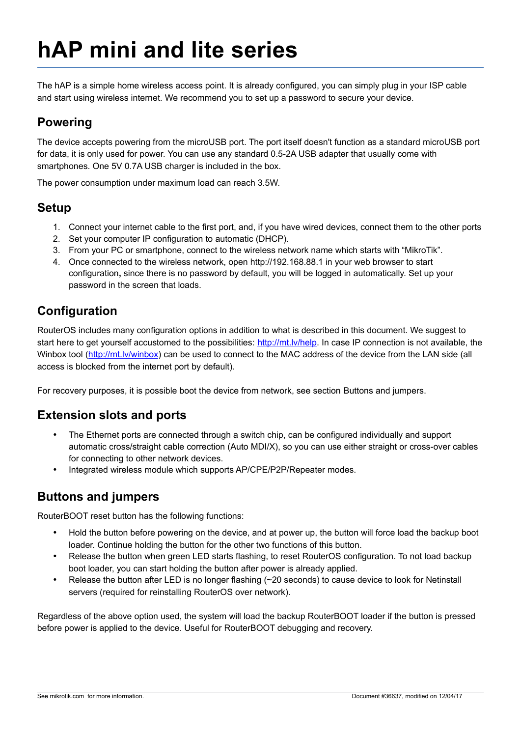# hAP mini and lite series

The hAP is a simple home wireless access point. It is already configured, you can simply plug in your ISP cable and start using wireless internet. We recommend you to set up a password to secure your device.

## Powering

The device accepts powering from the microUSB port. The port itself doesn't function as a standard microUSB port for data, it is only used for power. You can use any standard 0.5-2A USB adapter that usually come with smartphones. One 5V 0.7A USB charger is included in the box.

The power consumption under maximum load can reach 3.5W.

## Setup

1. Connect your internet cable to the first port, and, if you have wired devices, connect them to the other ports
2. Set your computer IP configuration to automatic (DHCP).
3. From your PC or smartphone, connect to the wireless network name which starts with "MikroTik".
4. Once connected to the wireless network, open http://192.168.88.1 in your web browser to start configuration**,** since there is no password by default, you will be logged in automatically. Set up your password in the screen that loads.

## Configuration

RouterOS includes many configuration options in addition to what is described in this document. We suggest to start here to get yourself accustomed to the possibilities: http://mt.lv/help. In case IP connection is not available, the Winbox tool (http://mt.lv/winbox) can be used to connect to the MAC address of the device from the LAN side (all access is blocked from the internet port by default).

For recovery purposes, it is possible boot the device from network, see section Buttons and jumpers.

## Extension slots and ports

- The Ethernet ports are connected through a switch chip, can be configured individually and support automatic cross/straight cable correction (Auto MDI/X), so you can use either straight or cross-over cables for connecting to other network devices.
- Integrated wireless module which supports AP/CPE/P2P/Repeater modes.

## Buttons and jumpers

RouterBOOT reset button has the following functions:

- Hold the button before powering on the device, and at power up, the button will force load the backup boot loader. Continue holding the button for the other two functions of this button.
- Release the button when green LED starts flashing, to reset RouterOS configuration. To not load backup boot loader, you can start holding the button after power is already applied.
- Release the button after LED is no longer flashing (~20 seconds) to cause device to look for Netinstall servers (required for reinstalling RouterOS over network).

Regardless of the above option used, the system will load the backup RouterBOOT loader if the button is pressed before power is applied to the device. Useful for RouterBOOT debugging and recovery.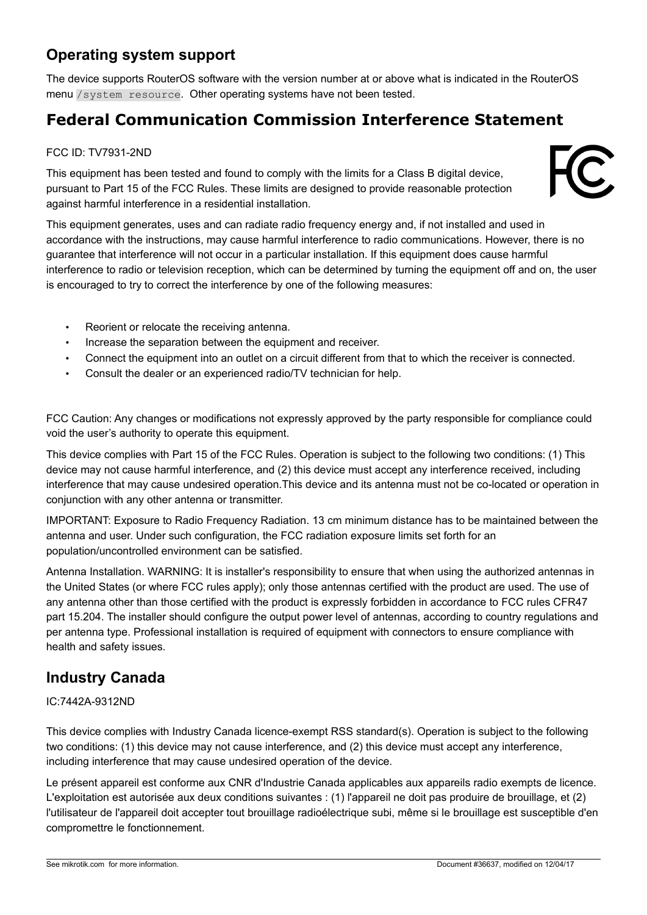## Operating system support

The device supports RouterOS software with the version number at or above what is indicated in the RouterOS menu `/system resource`. Other operating systems have not been tested.

# Federal Communication Commission Interference Statement

FCC ID: TV7931-2ND

This equipment has been tested and found to comply with the limits for a Class B digital device, pursuant to Part 15 of the FCC Rules. These limits are designed to provide reasonable protection against harmful interference in a residential installation.

This equipment generates, uses and can radiate radio frequency energy and, if not installed and used in accordance with the instructions, may cause harmful interference to radio communications. However, there is no guarantee that interference will not occur in a particular installation. If this equipment does cause harmful interference to radio or television reception, which can be determined by turning the equipment off and on, the user is encouraged to try to correct the interference by one of the following measures:

- Reorient or relocate the receiving antenna.
- Increase the separation between the equipment and receiver.
- Connect the equipment into an outlet on a circuit different from that to which the receiver is connected.
- Consult the dealer or an experienced radio/TV technician for help.

FCC Caution: Any changes or modifications not expressly approved by the party responsible for compliance could void the user's authority to operate this equipment.

This device complies with Part 15 of the FCC Rules. Operation is subject to the following two conditions: (1) This device may not cause harmful interference, and (2) this device must accept any interference received, including interference that may cause undesired operation.This device and its antenna must not be co-located or operation in conjunction with any other antenna or transmitter.

IMPORTANT: Exposure to Radio Frequency Radiation. 13 cm minimum distance has to be maintained between the antenna and user. Under such configuration, the FCC radiation exposure limits set forth for an population/uncontrolled environment can be satisfied.

Antenna Installation. WARNING: It is installer's responsibility to ensure that when using the authorized antennas in the United States (or where FCC rules apply); only those antennas certified with the product are used. The use of any antenna other than those certified with the product is expressly forbidden in accordance to FCC rules CFR47 part 15.204. The installer should configure the output power level of antennas, according to country regulations and per antenna type. Professional installation is required of equipment with connectors to ensure compliance with health and safety issues.

## Industry Canada

IC:7442A-9312ND

This device complies with Industry Canada licence-exempt RSS standard(s). Operation is subject to the following two conditions: (1) this device may not cause interference, and (2) this device must accept any interference, including interference that may cause undesired operation of the device.

Le présent appareil est conforme aux CNR d'Industrie Canada applicables aux appareils radio exempts de licence. L'exploitation est autorisée aux deux conditions suivantes : (1) l'appareil ne doit pas produire de brouillage, et (2) l'utilisateur de l'appareil doit accepter tout brouillage radioélectrique subi, même si le brouillage est susceptible d'en compromettre le fonctionnement.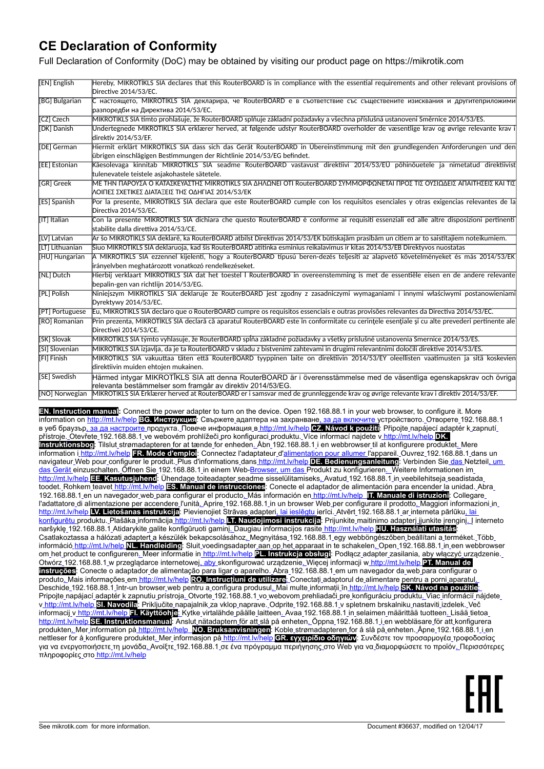# CE Declaration of Conformity

Full Declaration of Conformity (DoC) may be obtained by visiting our product page on https://mikrotik.com

| | |
|---|---|
| [EN] English | Hereby, MIKROTIKLS SIA declares that this RouterBOARD is in compliance with the essential requirements and other relevant provisions of Directive 2014/53/EC. |
| [BG] Bulgarian | С настоящето, MIKROTIKLS SIA декларира, че RouterBOARD е в съответствие със съществените изисквания и другитеприложими разпоредби на Директива 2014/53/EC. |
| [CZ] Czech | MIKROTIKLS SIA tímto prohlašuje, že RouterBOARD splňuje základní požadavky a všechna příslušná ustanovení Směrnice 2014/53/ES. |
| [DK] Danish | Undertegnede MIKROTIKLS SIA erklærer herved, at følgende udstyr RouterBOARD overholder de væsentlige krav og øvrige relevante krav i direktiv 2014/53/EF. |
| [DE] German | Hiermit erklärt MIKROTIKLS SIA dass sich das Gerät RouterBOARD in Übereinstimmung mit den grundlegenden Anforderungen und den übrigen einschlägigen Bestimmungen der Richtlinie 2014/53/EG befindet. |
| [EE] Estonian | Käesolevaga kinnitab MIKROTIKLS SIA seadme RouterBOARD vastavust direktiivi 2014/53/EÜ põhinõuetele ja nimetatud direktiivist tulenevatele teistele asjakohastele sätetele. |
| [GR] Greek | ΜΕ ΤΗΝ ΠΑΡΟΥΣΑ Ο ΚΑΤΑΣΚΕΥΑΣΤΗΣ MIKROTIKLS SIA ΔΗΛΩΝΕΙ ΟΤΙ RouterBOARD ΣΥΜΜΟΡΦΩΝΕΤΑΙ ΠΡΟΣ ΤΙΣ ΟΥΣΙΩΔΕΙΣ ΑΠΑΙΤΗΣΕΙΣ ΚΑΙ ΤΙΣ ΛΟΙΠΕΣ ΣΧΕΤΙΚΕΣ ΔΙΑΤΑΞΕΙΣ ΤΗΣ ΟΔΗΓΙΑΣ 2014/53/ΕΚ |
| [ES] Spanish | Por la presente, MIKROTIKLS SIA declara que este RouterBOARD cumple con los requisitos esenciales y otras exigencias relevantes de la Directiva 2014/53/EC. |
| [IT] Italian | Con la presente MIKROTIKLS SIA dichiara che questo RouterBOARD è conforme ai requisiti essenziali ed alle altre disposizioni pertinenti stabilite dalla direttiva 2014/53/CE. |
| [LV] Latvian | Ar šo MIKROTIKLS SIA deklarē, ka RouterBOARD atbilst Direktīvas 2014/53/EK būtiskajām prasībām un citiem ar to saistītajiem noteikumiem. |
| [LT] Lithuanian | Šiuo MIKROTIKLS SIA deklaruoja, kad šis RouterBOARD atitinka esminius reikalavimus ir kitas 2014/53/EB Direktyvos nuostatas |
| [HU] Hungarian | A MIKROTIKLS SIA ezzennel kijelenti, hogy a RouterBOARD típusú beren-dezés teljesíti az alapvető követelményeket és más 2014/53/EK irányelvben meghatározott vonatkozó rendelkezéseket. |
| [NL] Dutch | Hierbij verklaart MIKROTIKLS SIA dat het toestel I RouterBOARD in overeenstemming is met de essentiële eisen en de andere relevante bepalin-gen van richtlijn 2014/53/EG. |
| [PL] Polish | Niniejszym MIKROTIKLS SIA deklaruje że RouterBOARD jest zgodny z zasadniczymi wymaganiami i innymi właściwymi postanowieniami Dyrektywy 2014/53/EC. |
| [PT] Portuguese | Eu, MIKROTIKLS SIA declaro que o RouterBOARD cumpre os requisitos essenciais e outras provisões relevantes da Directiva 2014/53/EC. |
| [RO] Romanian | Prin prezenta, MIKROTIKLS SIA declară că aparatul RouterBOARD este în conformitate cu cerinţele esenţiale şi cu alte prevederi pertinente ale Directivei 2014/53/CE. |
| [SK] Slovak | MIKROTIKLS SIA týmto vyhlasuje, že RouterBOARD spĺňa základné požiadavky a všetky príslušné ustanovenia Smernice 2014/53/ES. |
| [SI] Slovenian | MIKROTIKLS SIA izjavlja, da je ta RouterBOARD v skladu z bistvenimi zahtevami in drugimi relevantnimi določili direktive 2014/53/ES. |
| [FI] Finish | MIKROTIKLS SIA vakuuttaa täten että RouterBOARD tyyppinen laite on direktiivin 2014/53/EY oleellisten vaatimusten ja sitä koskevien direktiivin muiden ehtojen mukainen. |
| [SE] Swedish | Härmed intygar MIKROTĪKLS SIA att denna RouterBOARD är i överensstämmelse med de väsentliga egenskapskrav och övriga relevanta bestämmelser som framgår av direktiv 2014/53/EG. |
| [NO] Norwegian | MIKROTIKLS SIA Erklærer herved at RouterBOARD er i samsvar med de grunnleggende krav og øvrige relevante krav i direktiv 2014/53/EF. |

**EN. Instruction manual**: Connect the power adapter to turn on the device. Open 192.168.88.1 in your web browser, to configure it. More information on http://mt.lv/help **BG. Инструкция**: Свържете адаптера на захранване, за да включите устройството. Отворете 192.168.88.1 в уеб браузър, за да настроите продукта. Повече информация в http://mt.lv/help **CZ. Návod k použití**: Připojte napájecí adaptér k zapnutí přístroje. Otevřete 192.168.88.1 ve webovém prohlížeči pro konfiguraci produktu. Více informací najdete v http://mt.lv/help **DK. Instruktionsbog**: Tilslut strømadapteren for at tænde for enheden. Åbn 192.168.88.1 i en webbrowser til at konfigurere produktet. Mere information i http://mt.lv/help **FR. Mode d'emploi**: Connectez l'adaptateur d'alimentation pour allumer l'appareil. Ouvrez 192.168.88.1 dans un navigateur Web pour configurer le produit. Plus d'informations dans http://mt.lv/help **DE. Bedienungsanleitung**: Verbinden Sie das Netzteil, um das Gerät einzuschalten. Öffnen Sie 192.168.88.1 in einem Web-Browser, um das Produkt zu konfigurieren. Weitere Informationen im http://mt.lv/help **EE. Kasutusjuhend**: Ühendage toiteadapter seadme sisselülitamiseks. Avatud 192.168.88.1 in veebilehitseja seadistada toodet. Rohkem teavet http://mt.lv/help **ES. Manual de instrucciones**: Conecte el adaptador de alimentación para encender la unidad. Abra 192.168.88.1 en un navegador web para configurar el producto. Más información en http://mt.lv/help **IT. Manuale di istruzioni**: Collegare l'adattatore di alimentazione per accendere l'unità. Aprire 192.168.88.1 in un browser Web per configurare il prodotto. Maggiori informazioni in http://mt.lv/help **LV. Lietošanas instrukcija**: Pievienojiet Strāvas adapteri, lai ieslēgtu ierīci. Atvērt 192.168.88.1 ar interneta pārlūku, lai konfigurētu produktu. Plašāka informācija http://mt.lv/help **LT. Naudojimosi instrukcija**: Prijunkite maitinimo adapterį įjunkite įrenginį. Į interneto naršyklę 192.168.88.1 Atidarykite galite konfigūruoti gaminį. Daugiau informacijos rasite http://mt.lv/help **HU. Használati utasítás**: Csatlakoztassa a hálózati adaptert a készülék bekapcsolásához. Megnyitása 192.168.88.1 egy webböngészőben beállítani a terméket. Több információ http://mt.lv/help **NL. Handleiding**: Sluit voedingsadapter aan op het apparaat in te schakelen. Open 192.168.88.1 in een webbrowser om het product te configureren. Meer informatie in http://mt.lv/help **PL. Instrukcja obsługi**: Podłącz adapter zasilania, aby włączyć urządzenie. Otwórz 192.168.88.1 w przeglądarce internetowej, aby skonfigurować urządzenie. Więcej informacji w http://mt.lv/help **PT. Manual de instruções**: Conecte o adaptador de alimentação para ligar o aparelho. Abra 192.168.88.1 em um navegador da web para configurar o produto. Mais informações em http://mt.lv/help **RO. Instrucțiuni de utilizare**: Conectați adaptorul de alimentare pentru a porni aparatul. Deschide 192.168.88.1 într-un browser web pentru a configura produsul. Mai multe informații în http://mt.lv/help **SK. Návod na použitie**: Pripojte napájací adaptér k zapnutiu prístroja. Otvorte 192.168.88.1 vo webovom prehliadači pre konfiguráciu produktu. Viac informácií nájdete v http://mt.lv/help **SI. Navodila**: Priključite napajalnik za vklop naprave. Odprite 192.168.88.1 v spletnem brskalniku nastaviti izdelek. Več informacij v http://mt.lv/help **FI. Käyttöohje**: Kytke virtalähde päälle laitteen. Avaa 192.168.88.1 in selaimen määrittää tuotteen. Lisää tietoa http://mt.lv/help **SE. Instruktionsmanual**: Anslut nätadaptern för att slå på enheten. Öppna 192.168.88.1 i en webbläsare för att konfigurera produkten. Mer information på http://mt.lv/help **NO. Bruksanvisningen**: Koble strømadapteren for å slå på enheten. Åpne 192.168.88.1 i en nettleser for å konfigurere produktet. Mer informasjon på http://mt.lv/help **GR. εγχειρίδιο οδηγιών**: Συνδέστε τον προσαρμογέα τροφοδοσίας για να ενεργοποιήσετε τη μονάδα. Ανοίξτε 192.168.88.1 σε ένα πρόγραμμα περιήγησης στο Web για να διαμορφώσετε το προϊόν. Περισσότερες πληροφορίες στο http://mt.lv/help

EAC

See mikrotik.com for more information.

Document #36637, modified on 12/04/17